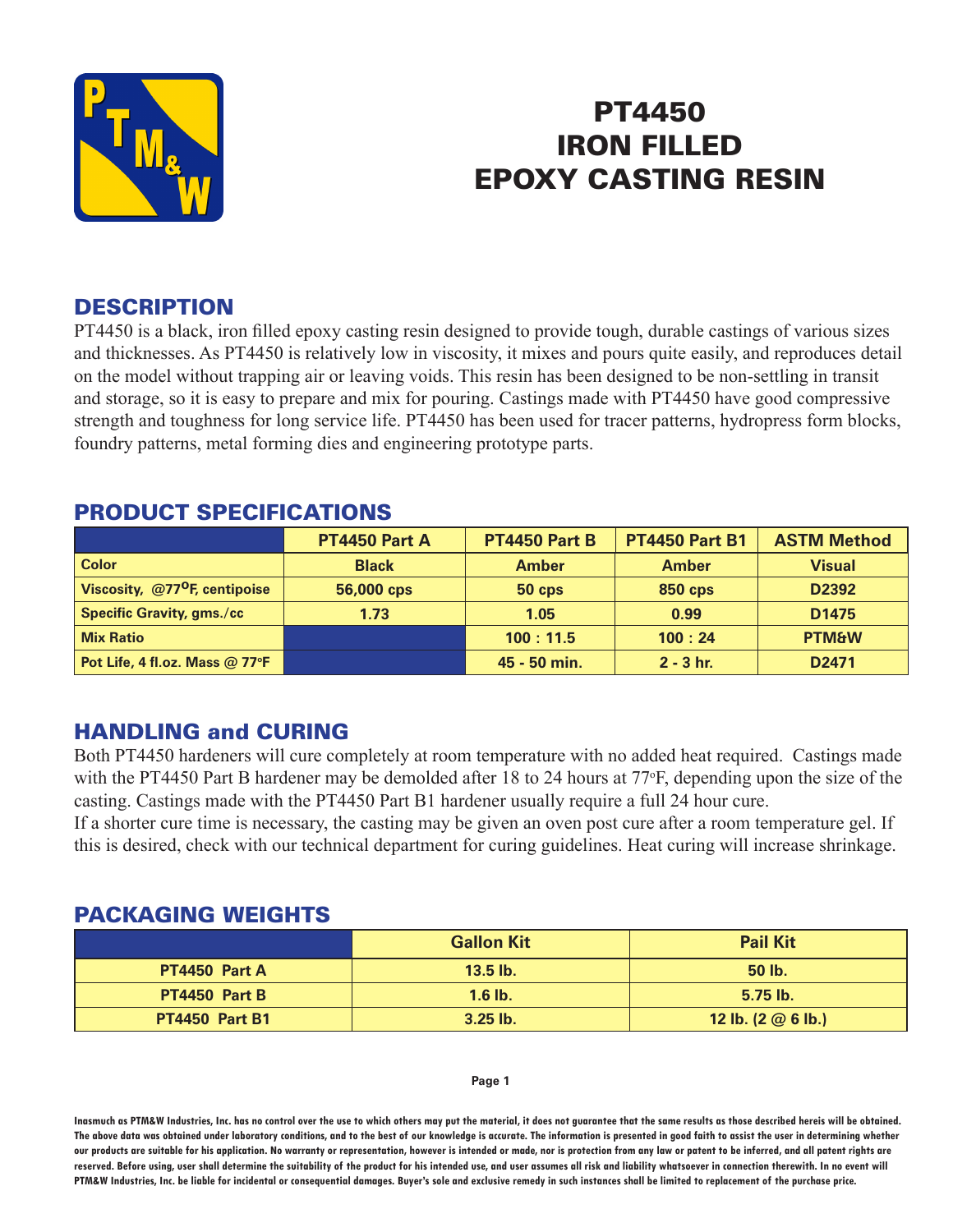# PT4450
# IRON FILLED
# EPOXY CASTING RESIN

## DESCRIPTION

PT4450 is a black, iron filled epoxy casting resin designed to provide tough, durable castings of various sizes and thicknesses. As PT4450 is relatively low in viscosity, it mixes and pours quite easily, and reproduces detail on the model without trapping air or leaving voids. This resin has been designed to be non-settling in transit and storage, so it is easy to prepare and mix for pouring. Castings made with PT4450 have good compressive strength and toughness for long service life. PT4450 has been used for tracer patterns, hydropress form blocks, foundry patterns, metal forming dies and engineering prototype parts.

## PRODUCT SPECIFICATIONS

| | PT4450 Part A | PT4450 Part B | PT4450 Part B1 | ASTM Method |
|---|---|---|---|---|
| Color | Black | Amber | Amber | Visual |
| Viscosity, @77$^{O}$F, centipoise | 56,000 cps | 50 cps | 850 cps | D2392 |
| Specific Gravity, gms./cc | 1.73 | 1.05 | 0.99 | D1475 |
| Mix Ratio | | 100 : 11.5 | 100 : 24 | PTM&W |
| Pot Life, 4 fl.oz. Mass @ 77$^{o}$F | | 45 - 50 min. | 2 - 3 hr. | D2471 |

## HANDLING and CURING

Both PT4450 hardeners will cure completely at room temperature with no added heat required. Castings made with the PT4450 Part B hardener may be demolded after 18 to 24 hours at 77$^{o}$F, depending upon the size of the casting. Castings made with the PT4450 Part B1 hardener usually require a full 24 hour cure.

If a shorter cure time is necessary, the casting may be given an oven post cure after a room temperature gel. If this is desired, check with our technical department for curing guidelines. Heat curing will increase shrinkage.

## PACKAGING WEIGHTS

| | Gallon Kit | Pail Kit |
|---|---|---|
| PT4450 Part A | 13.5 lb. | 50 lb. |
| PT4450 Part B | 1.6 lb. | 5.75 lb. |
| PT4450 Part B1 | 3.25 lb. | 12 lb. (2 @ 6 lb.) |

Inasmuch as PTM&W Industries, Inc. has no control over the use to which others may put the material, it does not guarantee that the same results as those described hereis will be obtained. The above data was obtained under laboratory conditions, and to the best of our knowledge is accurate. The information is presented in good faith to assist the user in determining whether our products are suitable for his application. No warranty or representation, however is intended or made, nor is protection from any law or patent to be inferred, and all patent rights are reserved. Before using, user shall determine the suitability of the product for his intended use, and user assumes all risk and liability whatsoever in connection therewith. In no event will PTM&W Industries, Inc. be liable for incidental or consequential damages. Buyer's sole and exclusive remedy in such instances shall be limited to replacement of the purchase price.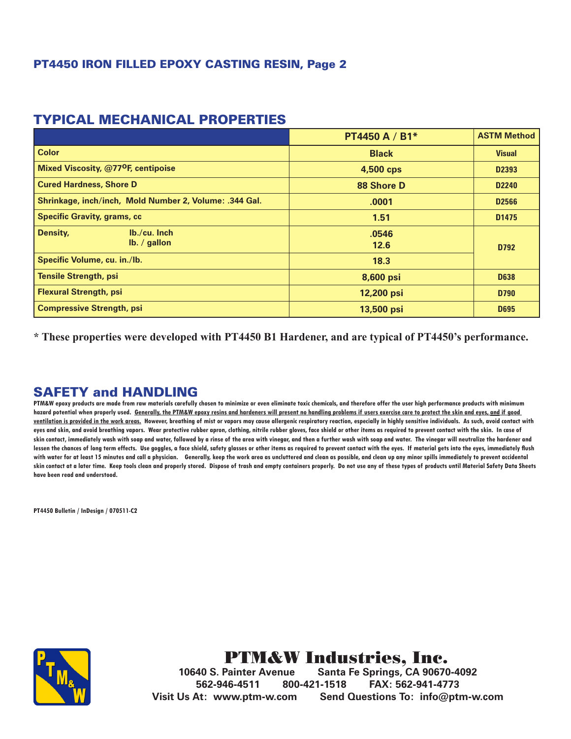## PT4450 IRON FILLED EPOXY CASTING RESIN, Page 2

## TYPICAL MECHANICAL PROPERTIES

| | PT4450 A / B1* | ASTM Method |
|---|---|---|
| Color | Black | Visual |
| Mixed Viscosity, @77°F, centipoise | 4,500 cps | D2393 |
| Cured Hardness, Shore D | 88 Shore D | D2240 |
| Shrinkage, inch/inch, Mold Number 2, Volume: .344 Gal. | .0001 | D2566 |
| Specific Gravity, grams, cc | 1.51 | D1475 |
| Density, lb./cu. Inch<br>lb. / gallon | .0546<br>12.6 | D792 |
| Specific Volume, cu. in./lb. | 18.3 | |
| Tensile Strength, psi | 8,600 psi | D638 |
| Flexural Strength, psi | 12,200 psi | D790 |
| Compressive Strength, psi | 13,500 psi | D695 |

**\* These properties were developed with PT4450 B1 Hardener, and are typical of PT4450's performance.**

## SAFETY and HANDLING

PTM&W epoxy products are made from raw materials carefully chosen to minimize or even eliminate toxic chemicals, and therefore offer the user high performance products with minimum hazard potential when properly used. Generally, the PTM&W epoxy resins and hardeners will present no handling problems if users exercise care to protect the skin and eyes, and if good ventilation is provided in the work areas. However, breathing of mist or vapors may cause allergenic respiratory reaction, especially in highly sensitive individuals. As such, avoid contact with eyes and skin, and avoid breathing vapors. Wear protective rubber apron, clothing, nitrile rubber gloves, face shield or other items as required to prevent contact with the skin. In case of skin contact, immediately wash with soap and water, followed by a rinse of the area with vinegar, and then a further wash with soap and water. The vinegar will neutralize the hardener and lessen the chances of long term effects. Use goggles, a face shield, safety glasses or other items as required to prevent contact with the eyes. If material gets into the eyes, immediately flush with water for at least 15 minutes and call a physician. Generally, keep the work area as uncluttered and clean as possible, and clean up any minor spills immediately to prevent accidental skin contact at a later time. Keep tools clean and properly stored. Dispose of trash and empty containers properly. Do not use any of these types of products until Material Safety Data Sheets have been read and understood.

PT4450 Bulletin / InDesign / 070511-C2

**PTM&W Industries, Inc.**
10640 S. Painter Avenue Santa Fe Springs, CA 90670-4092
562-946-4511 800-421-1518 FAX: 562-941-4773
Visit Us At: www.ptm-w.com Send Questions To: info@ptm-w.com